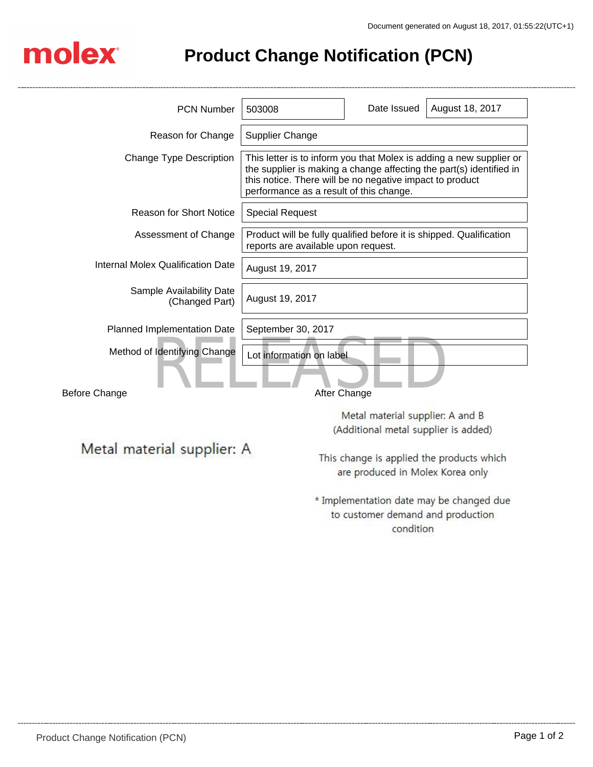Document generated on August 18, 2017, 01:55:22(UTC+1)

molex

# Product Change Notification (PCN)

| PCN Number | 503008 | Date Issued | August 18, 2017 |
|---|---|---|---|
| Reason for Change | Supplier Change | | |
| Change Type Description | This letter is to inform you that Molex is adding a new supplier or the supplier is making a change affecting the part(s) identified in this notice. There will be no negative impact to product performance as a result of this change. | | |
| Reason for Short Notice | Special Request | | |
| Assessment of Change | Product will be fully qualified before it is shipped. Qualification reports are available upon request. | | |
| Internal Molex Qualification Date | August 19, 2017 | | |
| Sample Availability Date (Changed Part) | August 19, 2017 | | |
| Planned Implementation Date | September 30, 2017 | | |
| Method of Identifying Change | Lot information on label | | |

RELEASED

| Before Change | After Change |
|---|---|
| Metal material supplier: A | Metal material supplier: A and B (Additional metal supplier is added)<br><br>This change is applied the products which are produced in Molex Korea only<br><br>* Implementation date may be changed due to customer demand and production condition |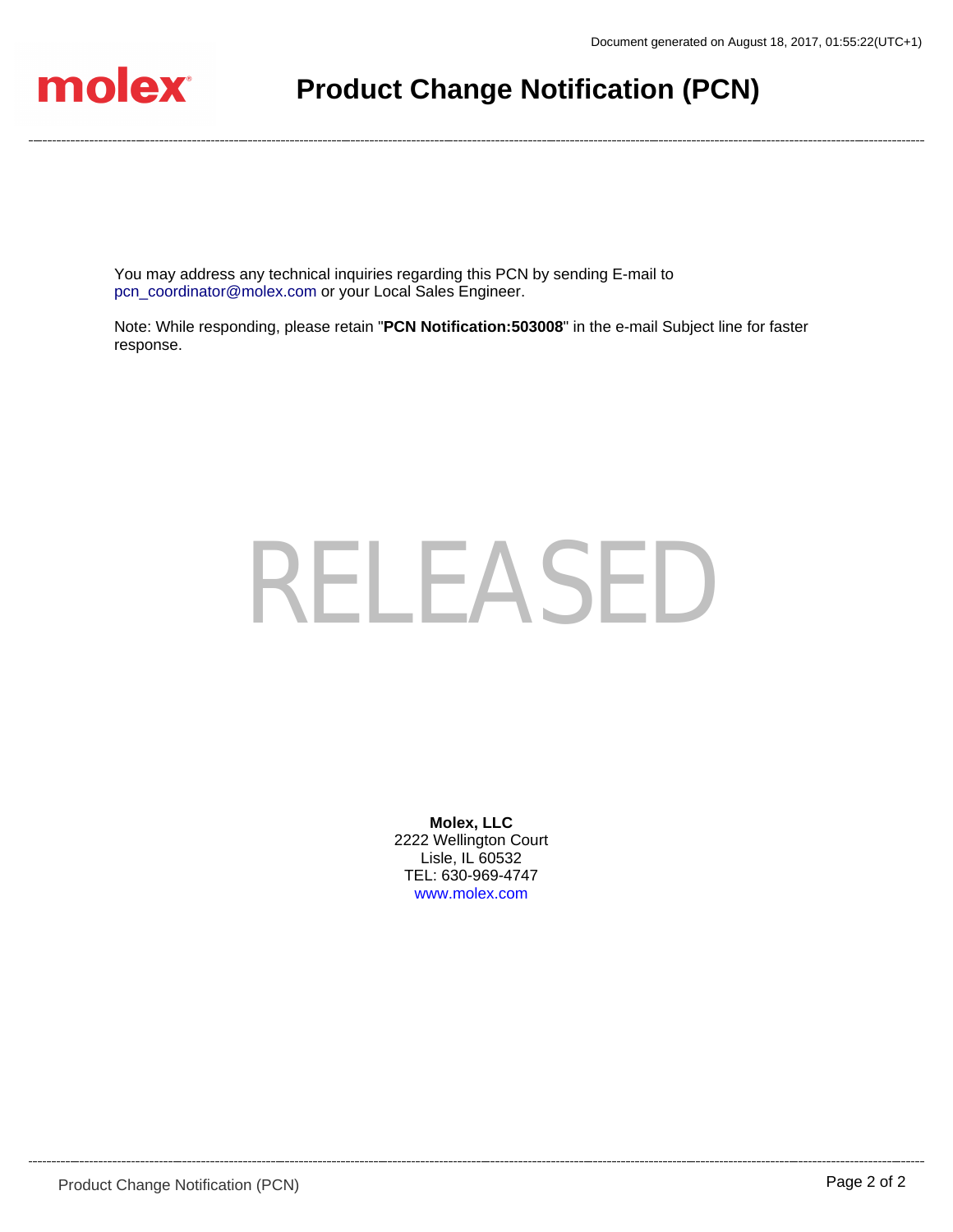You may address any technical inquiries regarding this PCN by sending E-mail to pcn_coordinator@molex.com or your Local Sales Engineer.

Note: While responding, please retain "**PCN Notification:503008**" in the e-mail Subject line for faster response.

RELEASED

**Molex, LLC**
2222 Wellington Court
Lisle, IL 60532
TEL: 630-969-4747
www.molex.com